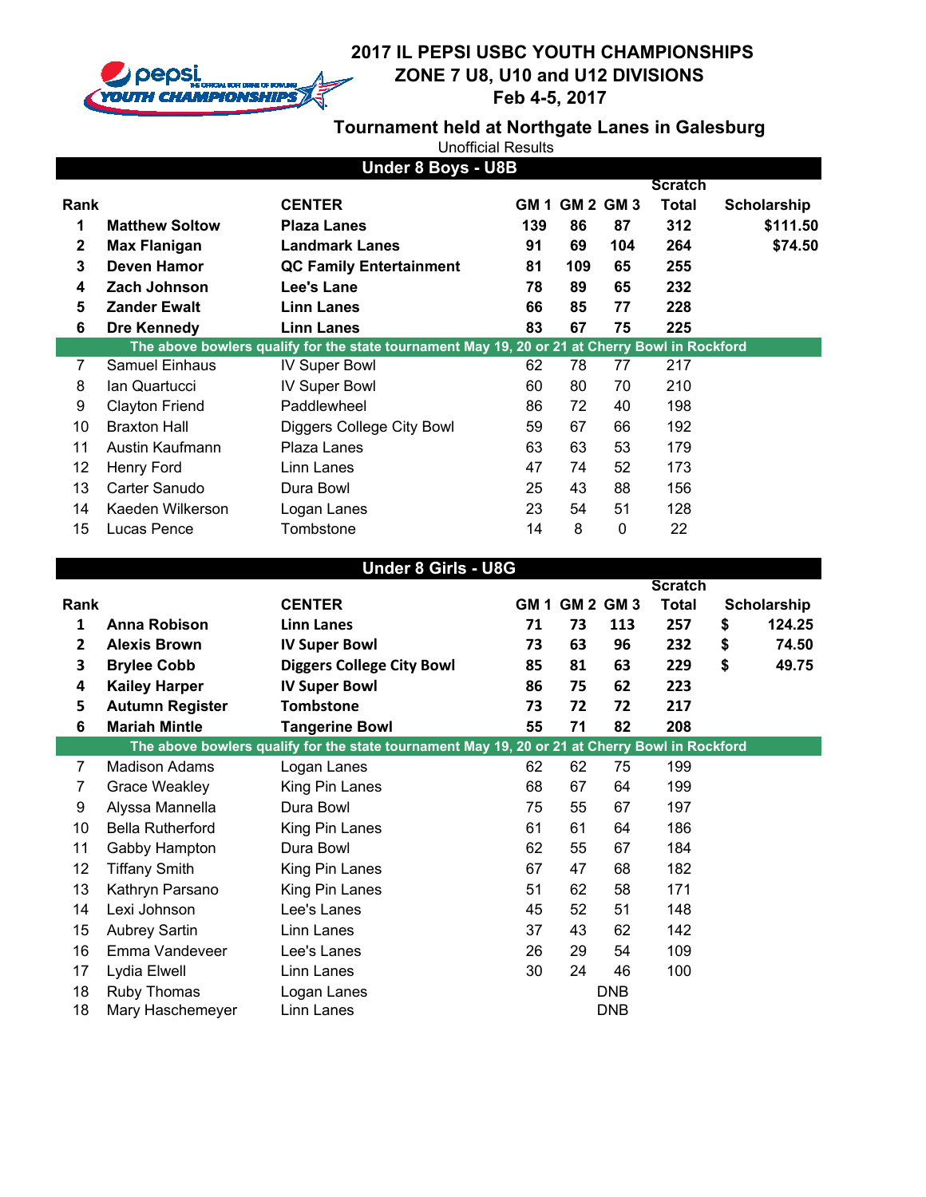# 2017 IL PEPSI USBC YOUTH CHAMPIONSHIPS
## ZONE 7 U8, U10 and U12 DIVISIONS
### Feb 4-5, 2017

### Tournament held at Northgate Lanes in Galesburg

Unofficial Results

## Under 8 Boys - U8B

| Rank | | CENTER | GM 1 | GM 2 | GM 3 | Scratch Total | Scholarship |
|---|---|---|---|---|---|---|---|
| **1** | **Matthew Soltow** | **Plaza Lanes** | **139** | **86** | **87** | **312** | **$111.50** |
| **2** | **Max Flanigan** | **Landmark Lanes** | **91** | **69** | **104** | **264** | **$74.50** |
| **3** | **Deven Hamor** | **QC Family Entertainment** | **81** | **109** | **65** | **255** | |
| **4** | **Zach Johnson** | **Lee's Lane** | **78** | **89** | **65** | **232** | |
| **5** | **Zander Ewalt** | **Linn Lanes** | **66** | **85** | **77** | **228** | |
| **6** | **Dre Kennedy** | **Linn Lanes** | **83** | **67** | **75** | **225** | |
| | The above bowlers qualify for the state tournament May 19, 20 or 21 at Cherry Bowl in Rockford | | | | | | |
| 7 | Samuel Einhaus | IV Super Bowl | 62 | 78 | 77 | 217 | |
| 8 | Ian Quartucci | IV Super Bowl | 60 | 80 | 70 | 210 | |
| 9 | Clayton Friend | Paddlewheel | 86 | 72 | 40 | 198 | |
| 10 | Braxton Hall | Diggers College City Bowl | 59 | 67 | 66 | 192 | |
| 11 | Austin Kaufmann | Plaza Lanes | 63 | 63 | 53 | 179 | |
| 12 | Henry Ford | Linn Lanes | 47 | 74 | 52 | 173 | |
| 13 | Carter Sanudo | Dura Bowl | 25 | 43 | 88 | 156 | |
| 14 | Kaeden Wilkerson | Logan Lanes | 23 | 54 | 51 | 128 | |
| 15 | Lucas Pence | Tombstone | 14 | 8 | 0 | 22 | |

## Under 8 Girls - U8G

| Rank | | CENTER | GM 1 | GM 2 | GM 3 | Scratch Total | Scholarship |
|---|---|---|---|---|---|---|---|
| **1** | **Anna Robison** | **Linn Lanes** | **71** | **73** | **113** | **257** | **$ 124.25** |
| **2** | **Alexis Brown** | **IV Super Bowl** | **73** | **63** | **96** | **232** | **$ 74.50** |
| **3** | **Brylee Cobb** | **Diggers College City Bowl** | **85** | **81** | **63** | **229** | **$ 49.75** |
| **4** | **Kailey Harper** | **IV Super Bowl** | **86** | **75** | **62** | **223** | |
| **5** | **Autumn Register** | **Tombstone** | **73** | **72** | **72** | **217** | |
| **6** | **Mariah Mintle** | **Tangerine Bowl** | **55** | **71** | **82** | **208** | |
| | The above bowlers qualify for the state tournament May 19, 20 or 21 at Cherry Bowl in Rockford | | | | | | |
| 7 | Madison Adams | Logan Lanes | 62 | 62 | 75 | 199 | |
| 7 | Grace Weakley | King Pin Lanes | 68 | 67 | 64 | 199 | |
| 9 | Alyssa Mannella | Dura Bowl | 75 | 55 | 67 | 197 | |
| 10 | Bella Rutherford | King Pin Lanes | 61 | 61 | 64 | 186 | |
| 11 | Gabby Hampton | Dura Bowl | 62 | 55 | 67 | 184 | |
| 12 | Tiffany Smith | King Pin Lanes | 67 | 47 | 68 | 182 | |
| 13 | Kathryn Parsano | King Pin Lanes | 51 | 62 | 58 | 171 | |
| 14 | Lexi Johnson | Lee's Lanes | 45 | 52 | 51 | 148 | |
| 15 | Aubrey Sartin | Linn Lanes | 37 | 43 | 62 | 142 | |
| 16 | Emma Vandeveer | Lee's Lanes | 26 | 29 | 54 | 109 | |
| 17 | Lydia Elwell | Linn Lanes | 30 | 24 | 46 | 100 | |
| 18 | Ruby Thomas | Logan Lanes | | | DNB | | |
| 18 | Mary Haschemeyer | Linn Lanes | | | DNB | | |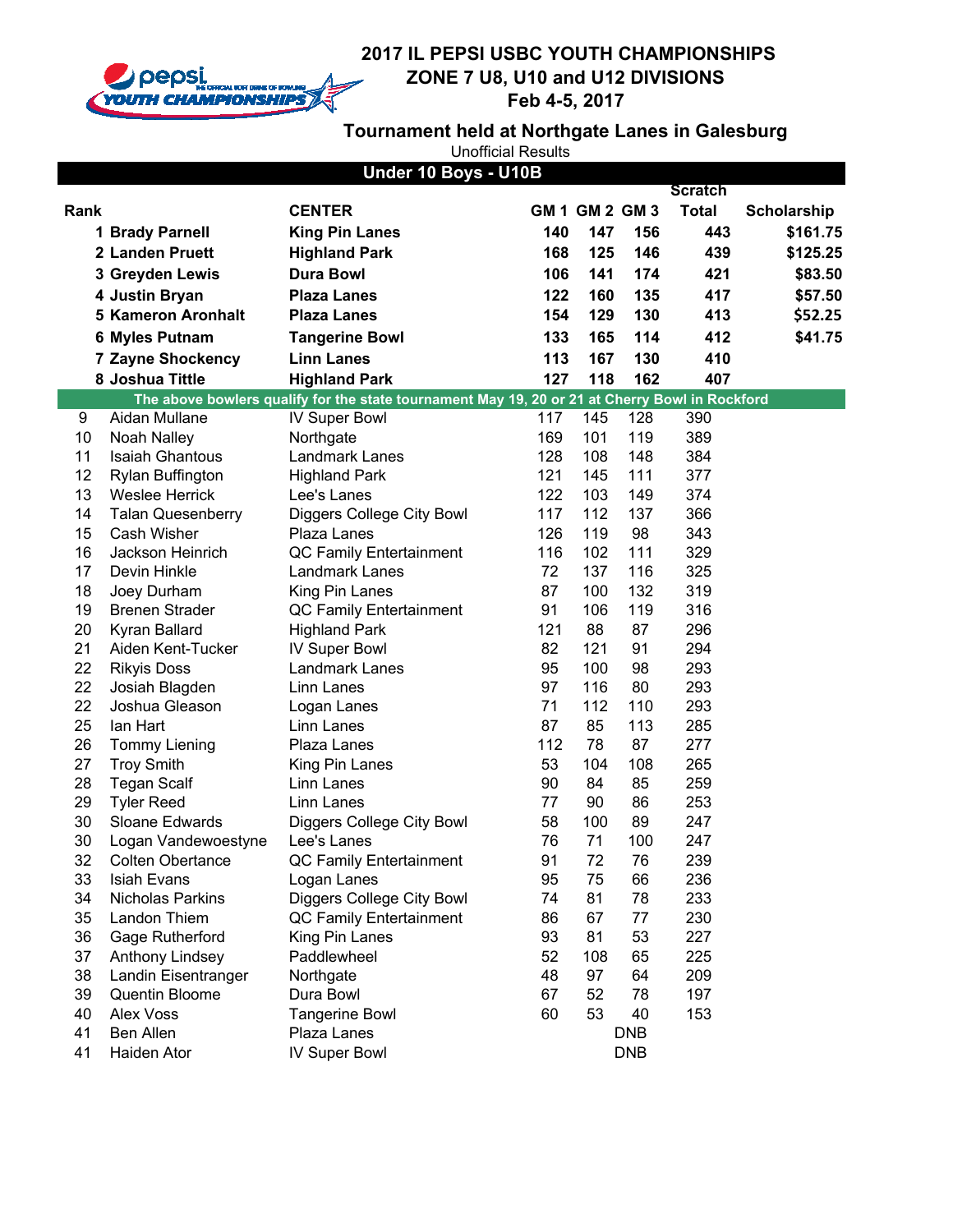# 2017 IL PEPSI USBC YOUTH CHAMPIONSHIPS
## ZONE 7 U8, U10 and U12 DIVISIONS
### Feb 4-5, 2017

**Tournament held at Northgate Lanes in Galesburg**

Unofficial Results

**Under 10 Boys - U10B**

| Rank | Name | CENTER | GM 1 | GM 2 | GM 3 | Scratch Total | Scholarship |
|---|---|---|---|---|---|---|---|
| **1** | **Brady Parnell** | **King Pin Lanes** | **140** | **147** | **156** | **443** | **$161.75** |
| **2** | **Landen Pruett** | **Highland Park** | **168** | **125** | **146** | **439** | **$125.25** |
| **3** | **Greyden Lewis** | **Dura Bowl** | **106** | **141** | **174** | **421** | **$83.50** |
| **4** | **Justin Bryan** | **Plaza Lanes** | **122** | **160** | **135** | **417** | **$57.50** |
| **5** | **Kameron Aronhalt** | **Plaza Lanes** | **154** | **129** | **130** | **413** | **$52.25** |
| **6** | **Myles Putnam** | **Tangerine Bowl** | **133** | **165** | **114** | **412** | **$41.75** |
| **7** | **Zayne Shockency** | **Linn Lanes** | **113** | **167** | **130** | **410** | |
| **8** | **Joshua Tittle** | **Highland Park** | **127** | **118** | **162** | **407** | |
| | **The above bowlers qualify for the state tournament May 19, 20 or 21 at Cherry Bowl in Rockford** | | | | | | |
| 9 | Aidan Mullane | IV Super Bowl | 117 | 145 | 128 | 390 | |
| 10 | Noah Nalley | Northgate | 169 | 101 | 119 | 389 | |
| 11 | Isaiah Ghantous | Landmark Lanes | 128 | 108 | 148 | 384 | |
| 12 | Rylan Buffington | Highland Park | 121 | 145 | 111 | 377 | |
| 13 | Weslee Herrick | Lee's Lanes | 122 | 103 | 149 | 374 | |
| 14 | Talan Quesenberry | Diggers College City Bowl | 117 | 112 | 137 | 366 | |
| 15 | Cash Wisher | Plaza Lanes | 126 | 119 | 98 | 343 | |
| 16 | Jackson Heinrich | QC Family Entertainment | 116 | 102 | 111 | 329 | |
| 17 | Devin Hinkle | Landmark Lanes | 72 | 137 | 116 | 325 | |
| 18 | Joey Durham | King Pin Lanes | 87 | 100 | 132 | 319 | |
| 19 | Brenen Strader | QC Family Entertainment | 91 | 106 | 119 | 316 | |
| 20 | Kyran Ballard | Highland Park | 121 | 88 | 87 | 296 | |
| 21 | Aiden Kent-Tucker | IV Super Bowl | 82 | 121 | 91 | 294 | |
| 22 | Rikyis Doss | Landmark Lanes | 95 | 100 | 98 | 293 | |
| 22 | Josiah Blagden | Linn Lanes | 97 | 116 | 80 | 293 | |
| 22 | Joshua Gleason | Logan Lanes | 71 | 112 | 110 | 293 | |
| 25 | Ian Hart | Linn Lanes | 87 | 85 | 113 | 285 | |
| 26 | Tommy Liening | Plaza Lanes | 112 | 78 | 87 | 277 | |
| 27 | Troy Smith | King Pin Lanes | 53 | 104 | 108 | 265 | |
| 28 | Tegan Scalf | Linn Lanes | 90 | 84 | 85 | 259 | |
| 29 | Tyler Reed | Linn Lanes | 77 | 90 | 86 | 253 | |
| 30 | Sloane Edwards | Diggers College City Bowl | 58 | 100 | 89 | 247 | |
| 30 | Logan Vandewoestyne | Lee's Lanes | 76 | 71 | 100 | 247 | |
| 32 | Colten Obertance | QC Family Entertainment | 91 | 72 | 76 | 239 | |
| 33 | Isiah Evans | Logan Lanes | 95 | 75 | 66 | 236 | |
| 34 | Nicholas Parkins | Diggers College City Bowl | 74 | 81 | 78 | 233 | |
| 35 | Landon Thiem | QC Family Entertainment | 86 | 67 | 77 | 230 | |
| 36 | Gage Rutherford | King Pin Lanes | 93 | 81 | 53 | 227 | |
| 37 | Anthony Lindsey | Paddlewheel | 52 | 108 | 65 | 225 | |
| 38 | Landin Eisentranger | Northgate | 48 | 97 | 64 | 209 | |
| 39 | Quentin Bloome | Dura Bowl | 67 | 52 | 78 | 197 | |
| 40 | Alex Voss | Tangerine Bowl | 60 | 53 | 40 | 153 | |
| 41 | Ben Allen | Plaza Lanes | | | DNB | | |
| 41 | Haiden Ator | IV Super Bowl | | | DNB | | |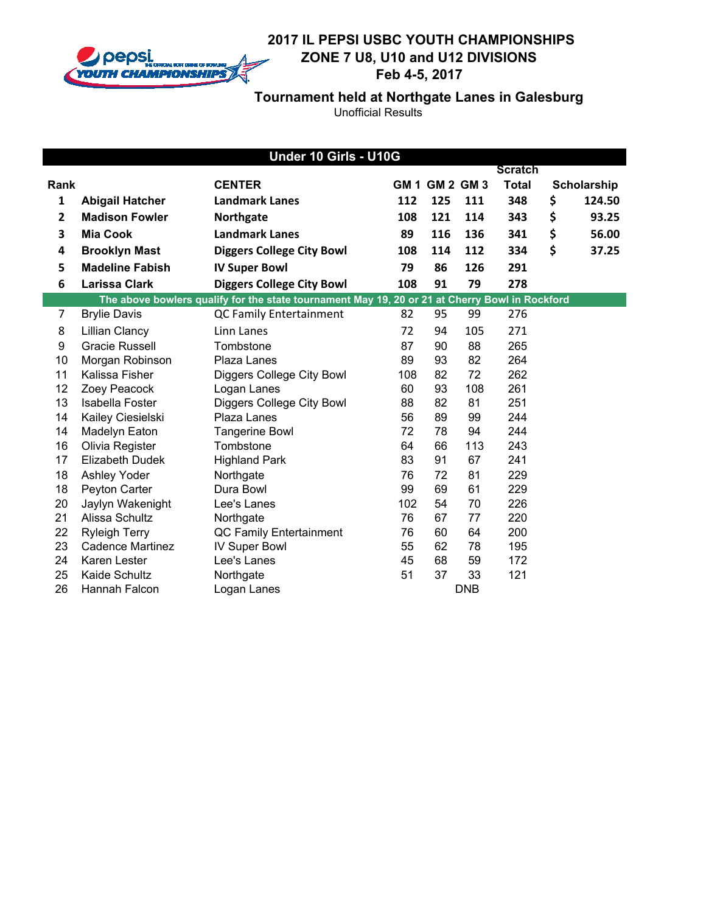# 2017 IL PEPSI USBC YOUTH CHAMPIONSHIPS
## ZONE 7 U8, U10 and U12 DIVISIONS
## Feb 4-5, 2017

### Tournament held at Northgate Lanes in Galesburg

Unofficial Results

**Under 10 Girls - U10G**

| Rank | | CENTER | GM 1 | GM 2 | GM 3 | Scratch Total | Scholarship |
|---|---|---|---|---|---|---|---|
| **1** | **Abigail Hatcher** | **Landmark Lanes** | **112** | **125** | **111** | **348** | **$ 124.50** |
| **2** | **Madison Fowler** | **Northgate** | **108** | **121** | **114** | **343** | **$ 93.25** |
| **3** | **Mia Cook** | **Landmark Lanes** | **89** | **116** | **136** | **341** | **$ 56.00** |
| **4** | **Brooklyn Mast** | **Diggers College City Bowl** | **108** | **114** | **112** | **334** | **$ 37.25** |
| **5** | **Madeline Fabish** | **IV Super Bowl** | **79** | **86** | **126** | **291** | |
| **6** | **Larissa Clark** | **Diggers College City Bowl** | **108** | **91** | **79** | **278** | |
| | **The above bowlers qualify for the state tournament May 19, 20 or 21 at Cherry Bowl in Rockford** | | | | | | |
| 7 | Brylie Davis | QC Family Entertainment | 82 | 95 | 99 | 276 | |
| 8 | Lillian Clancy | Linn Lanes | 72 | 94 | 105 | 271 | |
| 9 | Gracie Russell | Tombstone | 87 | 90 | 88 | 265 | |
| 10 | Morgan Robinson | Plaza Lanes | 89 | 93 | 82 | 264 | |
| 11 | Kalissa Fisher | Diggers College City Bowl | 108 | 82 | 72 | 262 | |
| 12 | Zoey Peacock | Logan Lanes | 60 | 93 | 108 | 261 | |
| 13 | Isabella Foster | Diggers College City Bowl | 88 | 82 | 81 | 251 | |
| 14 | Kailey Ciesielski | Plaza Lanes | 56 | 89 | 99 | 244 | |
| 14 | Madelyn Eaton | Tangerine Bowl | 72 | 78 | 94 | 244 | |
| 16 | Olivia Register | Tombstone | 64 | 66 | 113 | 243 | |
| 17 | Elizabeth Dudek | Highland Park | 83 | 91 | 67 | 241 | |
| 18 | Ashley Yoder | Northgate | 76 | 72 | 81 | 229 | |
| 18 | Peyton Carter | Dura Bowl | 99 | 69 | 61 | 229 | |
| 20 | Jaylyn Wakenight | Lee's Lanes | 102 | 54 | 70 | 226 | |
| 21 | Alissa Schultz | Northgate | 76 | 67 | 77 | 220 | |
| 22 | Ryleigh Terry | QC Family Entertainment | 76 | 60 | 64 | 200 | |
| 23 | Cadence Martinez | IV Super Bowl | 55 | 62 | 78 | 195 | |
| 24 | Karen Lester | Lee's Lanes | 45 | 68 | 59 | 172 | |
| 25 | Kaide Schultz | Northgate | 51 | 37 | 33 | 121 | |
| 26 | Hannah Falcon | Logan Lanes | | DNB | | | |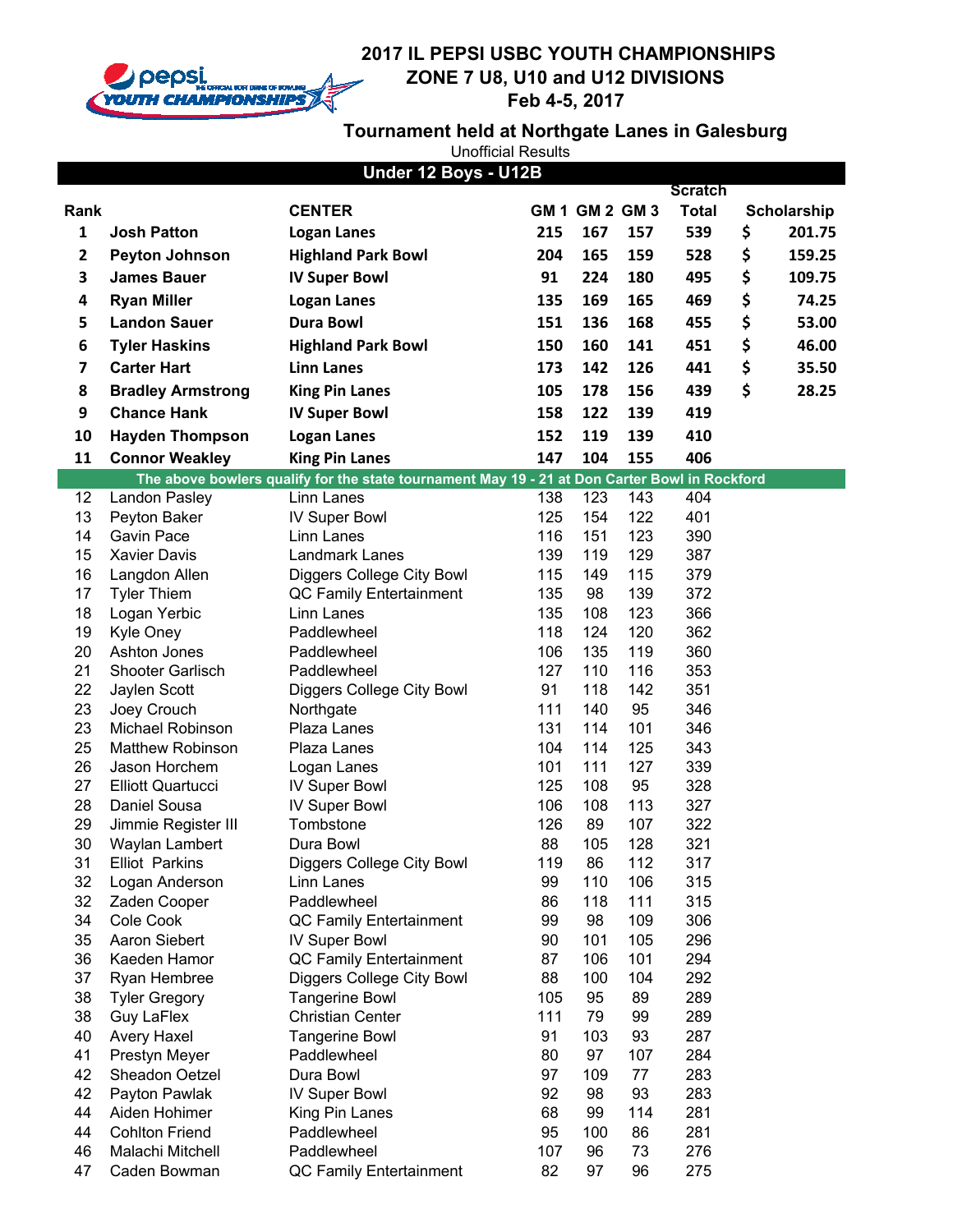# 2017 IL PEPSI USBC YOUTH CHAMPIONSHIPS
## ZONE 7 U8, U10 and U12 DIVISIONS
## Feb 4-5, 2017

### Tournament held at Northgate Lanes in Galesburg

Unofficial Results

**Under 12 Boys - U12B**

| Rank | | CENTER | GM 1 | GM 2 | GM 3 | Scratch Total | Scholarship |
|---|---|---|---|---|---|---|---|
| **1** | **Josh Patton** | **Logan Lanes** | **215** | **167** | **157** | **539** | **$ 201.75** |
| **2** | **Peyton Johnson** | **Highland Park Bowl** | **204** | **165** | **159** | **528** | **$ 159.25** |
| **3** | **James Bauer** | **IV Super Bowl** | **91** | **224** | **180** | **495** | **$ 109.75** |
| **4** | **Ryan Miller** | **Logan Lanes** | **135** | **169** | **165** | **469** | **$ 74.25** |
| **5** | **Landon Sauer** | **Dura Bowl** | **151** | **136** | **168** | **455** | **$ 53.00** |
| **6** | **Tyler Haskins** | **Highland Park Bowl** | **150** | **160** | **141** | **451** | **$ 46.00** |
| **7** | **Carter Hart** | **Linn Lanes** | **173** | **142** | **126** | **441** | **$ 35.50** |
| **8** | **Bradley Armstrong** | **King Pin Lanes** | **105** | **178** | **156** | **439** | **$ 28.25** |
| **9** | **Chance Hank** | **IV Super Bowl** | **158** | **122** | **139** | **419** | |
| **10** | **Hayden Thompson** | **Logan Lanes** | **152** | **119** | **139** | **410** | |
| **11** | **Connor Weakley** | **King Pin Lanes** | **147** | **104** | **155** | **406** | |
| | **The above bowlers qualify for the state tournament May 19 - 21 at Don Carter Bowl in Rockford** | | | | | | |
| 12 | Landon Pasley | Linn Lanes | 138 | 123 | 143 | 404 | |
| 13 | Peyton Baker | IV Super Bowl | 125 | 154 | 122 | 401 | |
| 14 | Gavin Pace | Linn Lanes | 116 | 151 | 123 | 390 | |
| 15 | Xavier Davis | Landmark Lanes | 139 | 119 | 129 | 387 | |
| 16 | Langdon Allen | Diggers College City Bowl | 115 | 149 | 115 | 379 | |
| 17 | Tyler Thiem | QC Family Entertainment | 135 | 98 | 139 | 372 | |
| 18 | Logan Yerbic | Linn Lanes | 135 | 108 | 123 | 366 | |
| 19 | Kyle Oney | Paddlewheel | 118 | 124 | 120 | 362 | |
| 20 | Ashton Jones | Paddlewheel | 106 | 135 | 119 | 360 | |
| 21 | Shooter Garlisch | Paddlewheel | 127 | 110 | 116 | 353 | |
| 22 | Jaylen Scott | Diggers College City Bowl | 91 | 118 | 142 | 351 | |
| 23 | Joey Crouch | Northgate | 111 | 140 | 95 | 346 | |
| 23 | Michael Robinson | Plaza Lanes | 131 | 114 | 101 | 346 | |
| 25 | Matthew Robinson | Plaza Lanes | 104 | 114 | 125 | 343 | |
| 26 | Jason Horchem | Logan Lanes | 101 | 111 | 127 | 339 | |
| 27 | Elliott Quartucci | IV Super Bowl | 125 | 108 | 95 | 328 | |
| 28 | Daniel Sousa | IV Super Bowl | 106 | 108 | 113 | 327 | |
| 29 | Jimmie Register III | Tombstone | 126 | 89 | 107 | 322 | |
| 30 | Waylan Lambert | Dura Bowl | 88 | 105 | 128 | 321 | |
| 31 | Elliot Parkins | Diggers College City Bowl | 119 | 86 | 112 | 317 | |
| 32 | Logan Anderson | Linn Lanes | 99 | 110 | 106 | 315 | |
| 32 | Zaden Cooper | Paddlewheel | 86 | 118 | 111 | 315 | |
| 34 | Cole Cook | QC Family Entertainment | 99 | 98 | 109 | 306 | |
| 35 | Aaron Siebert | IV Super Bowl | 90 | 101 | 105 | 296 | |
| 36 | Kaeden Hamor | QC Family Entertainment | 87 | 106 | 101 | 294 | |
| 37 | Ryan Hembree | Diggers College City Bowl | 88 | 100 | 104 | 292 | |
| 38 | Tyler Gregory | Tangerine Bowl | 105 | 95 | 89 | 289 | |
| 38 | Guy LaFlex | Christian Center | 111 | 79 | 99 | 289 | |
| 40 | Avery Haxel | Tangerine Bowl | 91 | 103 | 93 | 287 | |
| 41 | Prestyn Meyer | Paddlewheel | 80 | 97 | 107 | 284 | |
| 42 | Sheadon Oetzel | Dura Bowl | 97 | 109 | 77 | 283 | |
| 42 | Payton Pawlak | IV Super Bowl | 92 | 98 | 93 | 283 | |
| 44 | Aiden Hohimer | King Pin Lanes | 68 | 99 | 114 | 281 | |
| 44 | Cohlton Friend | Paddlewheel | 95 | 100 | 86 | 281 | |
| 46 | Malachi Mitchell | Paddlewheel | 107 | 96 | 73 | 276 | |
| 47 | Caden Bowman | QC Family Entertainment | 82 | 97 | 96 | 275 | |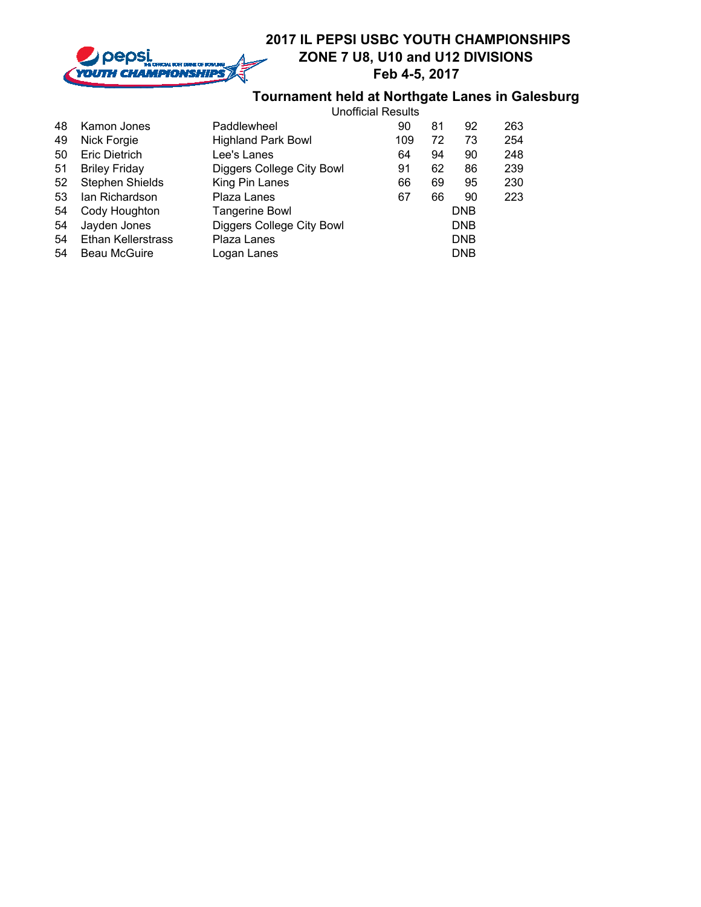## 2017 IL PEPSI USBC YOUTH CHAMPIONSHIPS
## ZONE 7 U8, U10 and U12 DIVISIONS
## Feb 4-5, 2017

### Tournament held at Northgate Lanes in Galesburg

Unofficial Results

| | | | | | | |
|---|---|---|---|---|---|---|
| 48 | Kamon Jones | Paddlewheel | 90 | 81 | 92 | 263 |
| 49 | Nick Forgie | Highland Park Bowl | 109 | 72 | 73 | 254 |
| 50 | Eric Dietrich | Lee's Lanes | 64 | 94 | 90 | 248 |
| 51 | Briley Friday | Diggers College City Bowl | 91 | 62 | 86 | 239 |
| 52 | Stephen Shields | King Pin Lanes | 66 | 69 | 95 | 230 |
| 53 | Ian Richardson | Plaza Lanes | 67 | 66 | 90 | 223 |
| 54 | Cody Houghton | Tangerine Bowl | | | DNB | |
| 54 | Jayden Jones | Diggers College City Bowl | | | DNB | |
| 54 | Ethan Kellerstrass | Plaza Lanes | | | DNB | |
| 54 | Beau McGuire | Logan Lanes | | | DNB | |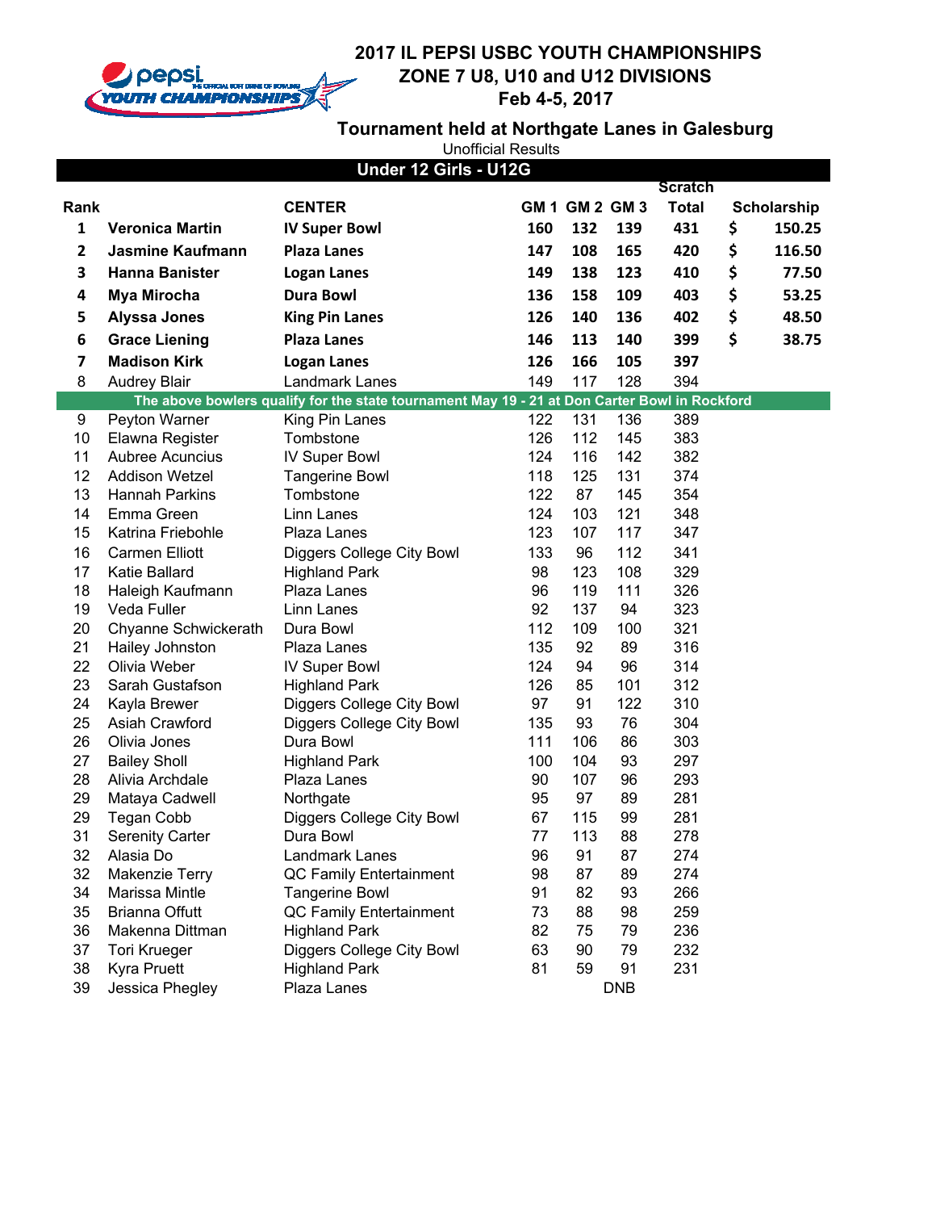# 2017 IL PEPSI USBC YOUTH CHAMPIONSHIPS
## ZONE 7 U8, U10 and U12 DIVISIONS
## Feb 4-5, 2017

### Tournament held at Northgate Lanes in Galesburg

Unofficial Results

### Under 12 Girls - U12G

| Rank | | CENTER | GM 1 | GM 2 | GM 3 | Scratch Total | Scholarship |
|---|---|---|---|---|---|---|---|
| **1** | **Veronica Martin** | **IV Super Bowl** | **160** | **132** | **139** | **431** | **$ 150.25** |
| **2** | **Jasmine Kaufmann** | **Plaza Lanes** | **147** | **108** | **165** | **420** | **$ 116.50** |
| **3** | **Hanna Banister** | **Logan Lanes** | **149** | **138** | **123** | **410** | **$ 77.50** |
| **4** | **Mya Mirocha** | **Dura Bowl** | **136** | **158** | **109** | **403** | **$ 53.25** |
| **5** | **Alyssa Jones** | **King Pin Lanes** | **126** | **140** | **136** | **402** | **$ 48.50** |
| **6** | **Grace Liening** | **Plaza Lanes** | **146** | **113** | **140** | **399** | **$ 38.75** |
| **7** | **Madison Kirk** | **Logan Lanes** | **126** | **166** | **105** | **397** | |
| 8 | Audrey Blair | Landmark Lanes | 149 | 117 | 128 | 394 | |
| **The above bowlers qualify for the state tournament May 19 - 21 at Don Carter Bowl in Rockford** | | | | | | | |
| 9 | Peyton Warner | King Pin Lanes | 122 | 131 | 136 | 389 | |
| 10 | Elawna Register | Tombstone | 126 | 112 | 145 | 383 | |
| 11 | Aubree Acuncius | IV Super Bowl | 124 | 116 | 142 | 382 | |
| 12 | Addison Wetzel | Tangerine Bowl | 118 | 125 | 131 | 374 | |
| 13 | Hannah Parkins | Tombstone | 122 | 87 | 145 | 354 | |
| 14 | Emma Green | Linn Lanes | 124 | 103 | 121 | 348 | |
| 15 | Katrina Friebohle | Plaza Lanes | 123 | 107 | 117 | 347 | |
| 16 | Carmen Elliott | Diggers College City Bowl | 133 | 96 | 112 | 341 | |
| 17 | Katie Ballard | Highland Park | 98 | 123 | 108 | 329 | |
| 18 | Haleigh Kaufmann | Plaza Lanes | 96 | 119 | 111 | 326 | |
| 19 | Veda Fuller | Linn Lanes | 92 | 137 | 94 | 323 | |
| 20 | Chyanne Schwickerath | Dura Bowl | 112 | 109 | 100 | 321 | |
| 21 | Hailey Johnston | Plaza Lanes | 135 | 92 | 89 | 316 | |
| 22 | Olivia Weber | IV Super Bowl | 124 | 94 | 96 | 314 | |
| 23 | Sarah Gustafson | Highland Park | 126 | 85 | 101 | 312 | |
| 24 | Kayla Brewer | Diggers College City Bowl | 97 | 91 | 122 | 310 | |
| 25 | Asiah Crawford | Diggers College City Bowl | 135 | 93 | 76 | 304 | |
| 26 | Olivia Jones | Dura Bowl | 111 | 106 | 86 | 303 | |
| 27 | Bailey Sholl | Highland Park | 100 | 104 | 93 | 297 | |
| 28 | Alivia Archdale | Plaza Lanes | 90 | 107 | 96 | 293 | |
| 29 | Mataya Cadwell | Northgate | 95 | 97 | 89 | 281 | |
| 29 | Tegan Cobb | Diggers College City Bowl | 67 | 115 | 99 | 281 | |
| 31 | Serenity Carter | Dura Bowl | 77 | 113 | 88 | 278 | |
| 32 | Alasia Do | Landmark Lanes | 96 | 91 | 87 | 274 | |
| 32 | Makenzie Terry | QC Family Entertainment | 98 | 87 | 89 | 274 | |
| 34 | Marissa Mintle | Tangerine Bowl | 91 | 82 | 93 | 266 | |
| 35 | Brianna Offutt | QC Family Entertainment | 73 | 88 | 98 | 259 | |
| 36 | Makenna Dittman | Highland Park | 82 | 75 | 79 | 236 | |
| 37 | Tori Krueger | Diggers College City Bowl | 63 | 90 | 79 | 232 | |
| 38 | Kyra Pruett | Highland Park | 81 | 59 | 91 | 231 | |
| 39 | Jessica Phegley | Plaza Lanes | | | DNB | | |